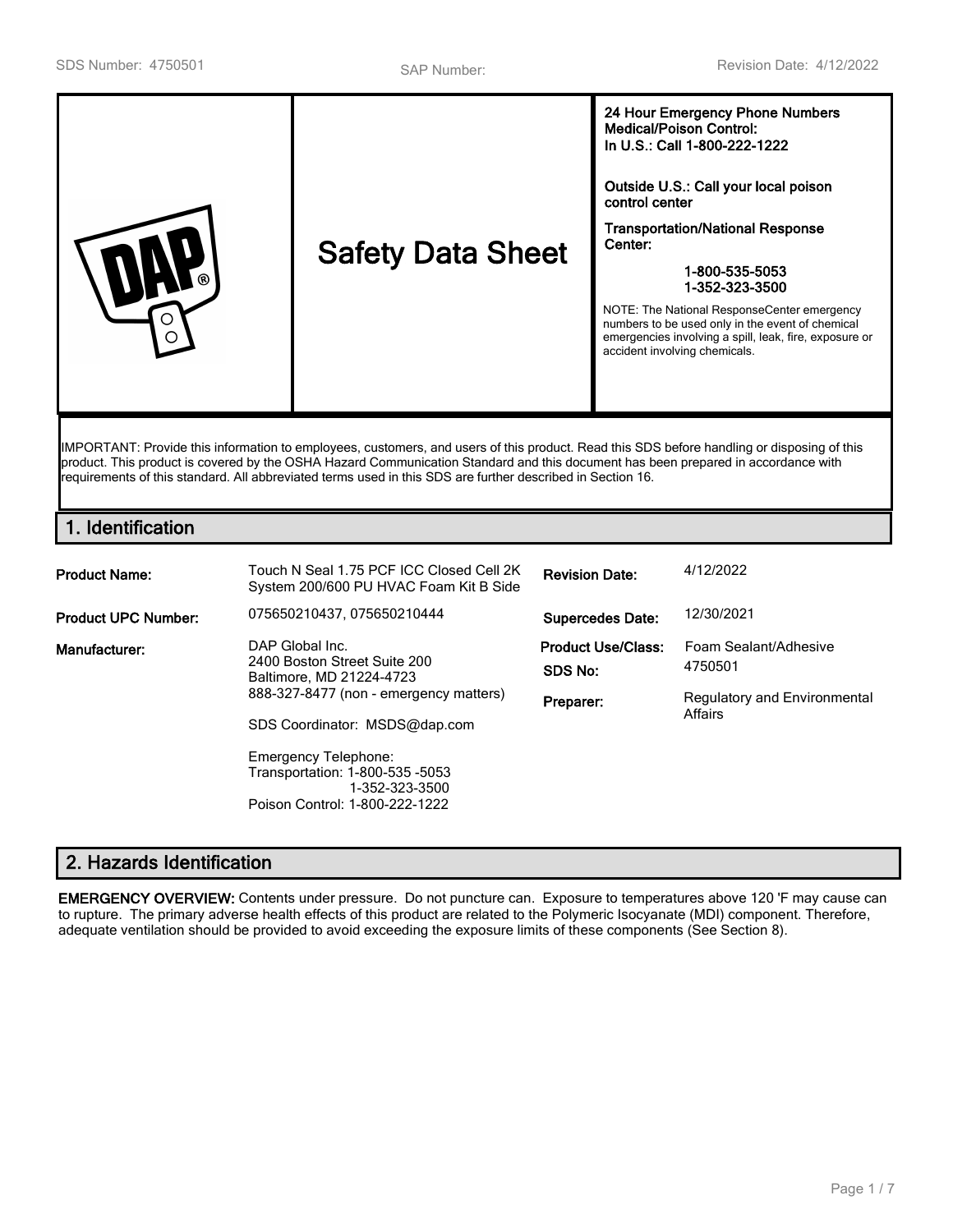SDS Number: 4750501 SAP Number: Revision Date: 4/12/2022

| | Safety Data Sheet | **24 Hour Emergency Phone Numbers Medical/Poison Control: In U.S.: Call 1-800-222-1222**<br><br>**Outside U.S.: Call your local poison control center**<br><br>**Transportation/National Response Center:**<br><br>**1-800-535-5053**<br>**1-352-323-3500**<br><br>NOTE: The National ResponseCenter emergency numbers to be used only in the event of chemical emergencies involving a spill, leak, fire, exposure or accident involving chemicals. |
|---|---|---|

IMPORTANT: Provide this information to employees, customers, and users of this product. Read this SDS before handling or disposing of this product. This product is covered by the OSHA Hazard Communication Standard and this document has been prepared in accordance with requirements of this standard. All abbreviated terms used in this SDS are further described in Section 16.

## 1. Identification

| | | | |
|---|---|---|---|
| **Product Name:** | Touch N Seal 1.75 PCF ICC Closed Cell 2K System 200/600 PU HVAC Foam Kit B Side | **Revision Date:** | 4/12/2022 |
| **Product UPC Number:** | 075650210437, 075650210444 | **Supercedes Date:** | 12/30/2021 |
| **Manufacturer:** | DAP Global Inc.<br>2400 Boston Street Suite 200<br>Baltimore, MD 21224-4723<br>888-327-8477 (non - emergency matters)<br><br>SDS Coordinator: MSDS@dap.com<br><br>Emergency Telephone:<br>Transportation: 1-800-535 -5053<br>1-352-323-3500<br>Poison Control: 1-800-222-1222 | **Product Use/Class:**<br>**SDS No:**<br>**Preparer:** | Foam Sealant/Adhesive<br>4750501<br>Regulatory and Environmental Affairs |

## 2. Hazards Identification

**EMERGENCY OVERVIEW:** Contents under pressure. Do not puncture can. Exposure to temperatures above 120 'F may cause can to rupture. The primary adverse health effects of this product are related to the Polymeric Isocyanate (MDI) component. Therefore, adequate ventilation should be provided to avoid exceeding the exposure limits of these components (See Section 8).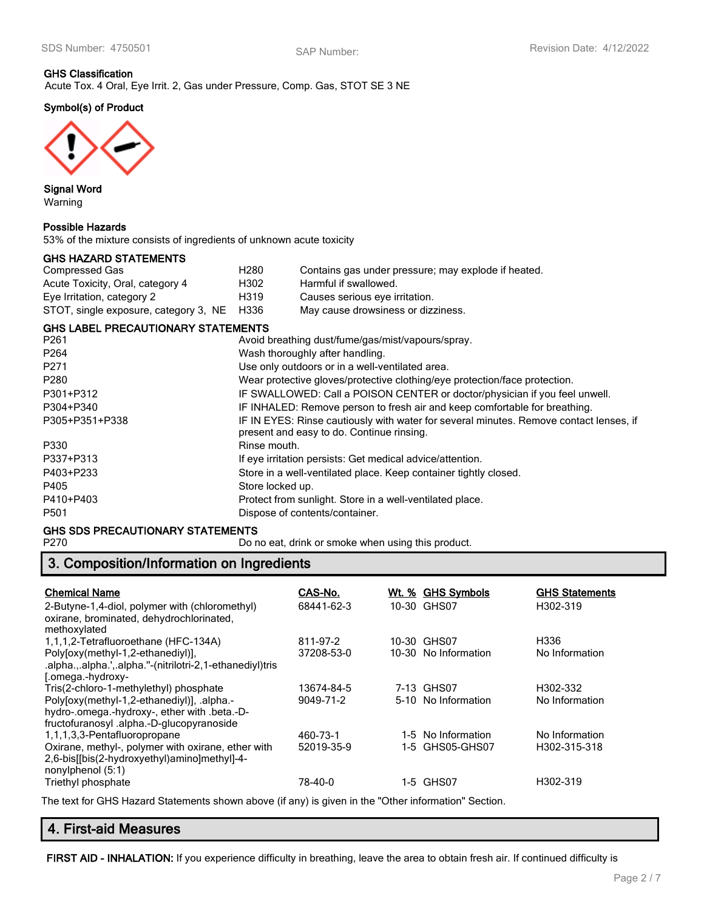**GHS Classification**
Acute Tox. 4 Oral, Eye Irrit. 2, Gas under Pressure, Comp. Gas, STOT SE 3 NE

**Symbol(s) of Product**

**Signal Word**
Warning

**Possible Hazards**
53% of the mixture consists of ingredients of unknown acute toxicity

**GHS HAZARD STATEMENTS**

| | | |
|---|---|---|
| Compressed Gas | H280 | Contains gas under pressure; may explode if heated. |
| Acute Toxicity, Oral, category 4 | H302 | Harmful if swallowed. |
| Eye Irritation, category 2 | H319 | Causes serious eye irritation. |
| STOT, single exposure, category 3, NE | H336 | May cause drowsiness or dizziness. |

**GHS LABEL PRECAUTIONARY STATEMENTS**

| | |
|---|---|
| P261 | Avoid breathing dust/fume/gas/mist/vapours/spray. |
| P264 | Wash thoroughly after handling. |
| P271 | Use only outdoors or in a well-ventilated area. |
| P280 | Wear protective gloves/protective clothing/eye protection/face protection. |
| P301+P312 | IF SWALLOWED: Call a POISON CENTER or doctor/physician if you feel unwell. |
| P304+P340 | IF INHALED: Remove person to fresh air and keep comfortable for breathing. |
| P305+P351+P338 | IF IN EYES: Rinse cautiously with water for several minutes. Remove contact lenses, if present and easy to do. Continue rinsing. |
| P330 | Rinse mouth. |
| P337+P313 | If eye irritation persists: Get medical advice/attention. |
| P403+P233 | Store in a well-ventilated place. Keep container tightly closed. |
| P405 | Store locked up. |
| P410+P403 | Protect from sunlight. Store in a well-ventilated place. |
| P501 | Dispose of contents/container. |

**GHS SDS PRECAUTIONARY STATEMENTS**

| | |
|---|---|
| P270 | Do no eat, drink or smoke when using this product. |

## 3. Composition/Information on Ingredients

| Chemical Name | CAS-No. | Wt. % | GHS Symbols | GHS Statements |
|---|---|---|---|---|
| 2-Butyne-1,4-diol, polymer with (chloromethyl) oxirane, brominated, dehydrochlorinated, methoxylated | 68441-62-3 | 10-30 | GHS07 | H302-319 |
| 1,1,1,2-Tetrafluoroethane (HFC-134A) | 811-97-2 | 10-30 | GHS07 | H336 |
| Poly[oxy(methyl-1,2-ethanediyl)], .alpha.,.alpha.',.alpha.''-(nitrilotri-2,1-ethanediyl)tris [.omega.-hydroxy- | 37208-53-0 | 10-30 | No Information | No Information |
| Tris(2-chloro-1-methylethyl) phosphate | 13674-84-5 | 7-13 | GHS07 | H302-332 |
| Poly[oxy(methyl-1,2-ethanediyl)], .alpha.-hydro-.omega.-hydroxy-, ether with .beta.-D-fructofuranosyl .alpha.-D-glucopyranoside | 9049-71-2 | 5-10 | No Information | No Information |
| 1,1,1,3,3-Pentafluoropropane | 460-73-1 | 1-5 | No Information | No Information |
| Oxirane, methyl-, polymer with oxirane, ether with 2,6-bis[[bis(2-hydroxyethyl)amino]methyl]-4-nonylphenol (5:1) | 52019-35-9 | 1-5 | GHS05-GHS07 | H302-315-318 |
| Triethyl phosphate | 78-40-0 | 1-5 | GHS07 | H302-319 |

The text for GHS Hazard Statements shown above (if any) is given in the "Other information" Section.

## 4. First-aid Measures

**FIRST AID - INHALATION:** If you experience difficulty in breathing, leave the area to obtain fresh air. If continued difficulty is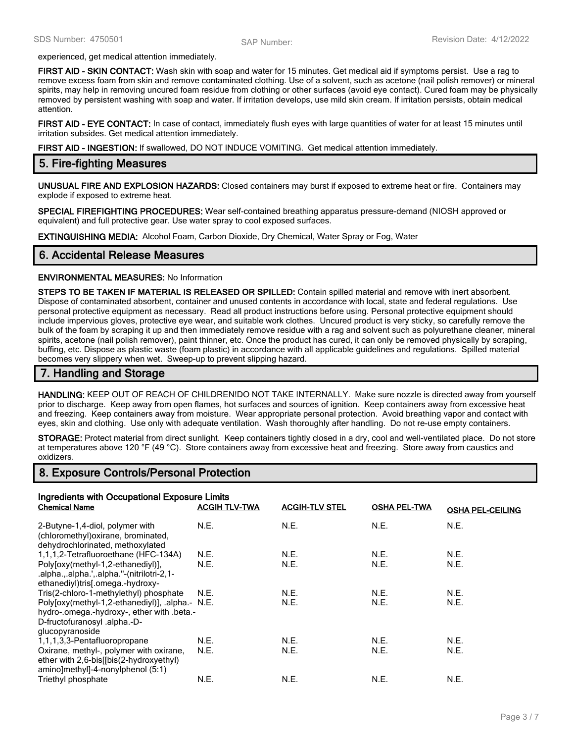experienced, get medical attention immediately.

**FIRST AID - SKIN CONTACT:** Wash skin with soap and water for 15 minutes. Get medical aid if symptoms persist. Use a rag to remove excess foam from skin and remove contaminated clothing. Use of a solvent, such as acetone (nail polish remover) or mineral spirits, may help in removing uncured foam residue from clothing or other surfaces (avoid eye contact). Cured foam may be physically removed by persistent washing with soap and water. If irritation develops, use mild skin cream. If irritation persists, obtain medical attention.

**FIRST AID - EYE CONTACT:** In case of contact, immediately flush eyes with large quantities of water for at least 15 minutes until irritation subsides. Get medical attention immediately.

**FIRST AID - INGESTION:** If swallowed, DO NOT INDUCE VOMITING. Get medical attention immediately.

## 5. Fire-fighting Measures

**UNUSUAL FIRE AND EXPLOSION HAZARDS:** Closed containers may burst if exposed to extreme heat or fire. Containers may explode if exposed to extreme heat.

**SPECIAL FIREFIGHTING PROCEDURES:** Wear self-contained breathing apparatus pressure-demand (NIOSH approved or equivalent) and full protective gear. Use water spray to cool exposed surfaces.

**EXTINGUISHING MEDIA:** Alcohol Foam, Carbon Dioxide, Dry Chemical, Water Spray or Fog, Water

## 6. Accidental Release Measures

**ENVIRONMENTAL MEASURES:** No Information

**STEPS TO BE TAKEN IF MATERIAL IS RELEASED OR SPILLED:** Contain spilled material and remove with inert absorbent. Dispose of contaminated absorbent, container and unused contents in accordance with local, state and federal regulations. Use personal protective equipment as necessary. Read all product instructions before using. Personal protective equipment should include impervious gloves, protective eye wear, and suitable work clothes. Uncured product is very sticky, so carefully remove the bulk of the foam by scraping it up and then immediately remove residue with a rag and solvent such as polyurethane cleaner, mineral spirits, acetone (nail polish remover), paint thinner, etc. Once the product has cured, it can only be removed physically by scraping, buffing, etc. Dispose as plastic waste (foam plastic) in accordance with all applicable guidelines and regulations. Spilled material becomes very slippery when wet. Sweep-up to prevent slipping hazard.

## 7. Handling and Storage

**HANDLING:** KEEP OUT OF REACH OF CHILDREN!DO NOT TAKE INTERNALLY. Make sure nozzle is directed away from yourself prior to discharge. Keep away from open flames, hot surfaces and sources of ignition. Keep containers away from excessive heat and freezing. Keep containers away from moisture. Wear appropriate personal protection. Avoid breathing vapor and contact with eyes, skin and clothing. Use only with adequate ventilation. Wash thoroughly after handling. Do not re-use empty containers.

**STORAGE:** Protect material from direct sunlight. Keep containers tightly closed in a dry, cool and well-ventilated place. Do not store at temperatures above 120 °F (49 °C). Store containers away from excessive heat and freezing. Store away from caustics and oxidizers.

## 8. Exposure Controls/Personal Protection

**Ingredients with Occupational Exposure Limits**

| Chemical Name | ACGIH TLV-TWA | ACGIH-TLV STEL | OSHA PEL-TWA | OSHA PEL-CEILING |
|---|---|---|---|---|
| 2-Butyne-1,4-diol, polymer with (chloromethyl)oxirane, brominated, dehydrochlorinated, methoxylated | N.E. | N.E. | N.E. | N.E. |
| 1,1,1,2-Tetrafluoroethane (HFC-134A) | N.E. | N.E. | N.E. | N.E. |
| Poly[oxy(methyl-1,2-ethanediyl)], .alpha.,.alpha.',.alpha.''-(nitrilotri-2,1-ethanediyl)tris[.omega.-hydroxy- | N.E. | N.E. | N.E. | N.E. |
| Tris(2-chloro-1-methylethyl) phosphate | N.E. | N.E. | N.E. | N.E. |
| Poly[oxy(methyl-1,2-ethanediyl)], .alpha.-hydro-.omega.-hydroxy-, ether with .beta.-D-fructofuranosyl .alpha.-D-glucopyranoside | N.E. | N.E. | N.E. | N.E. |
| 1,1,1,3,3-Pentafluoropropane | N.E. | N.E. | N.E. | N.E. |
| Oxirane, methyl-, polymer with oxirane, ether with 2,6-bis[[bis(2-hydroxyethyl) amino]methyl]-4-nonylphenol (5:1) | N.E. | N.E. | N.E. | N.E. |
| Triethyl phosphate | N.E. | N.E. | N.E. | N.E. |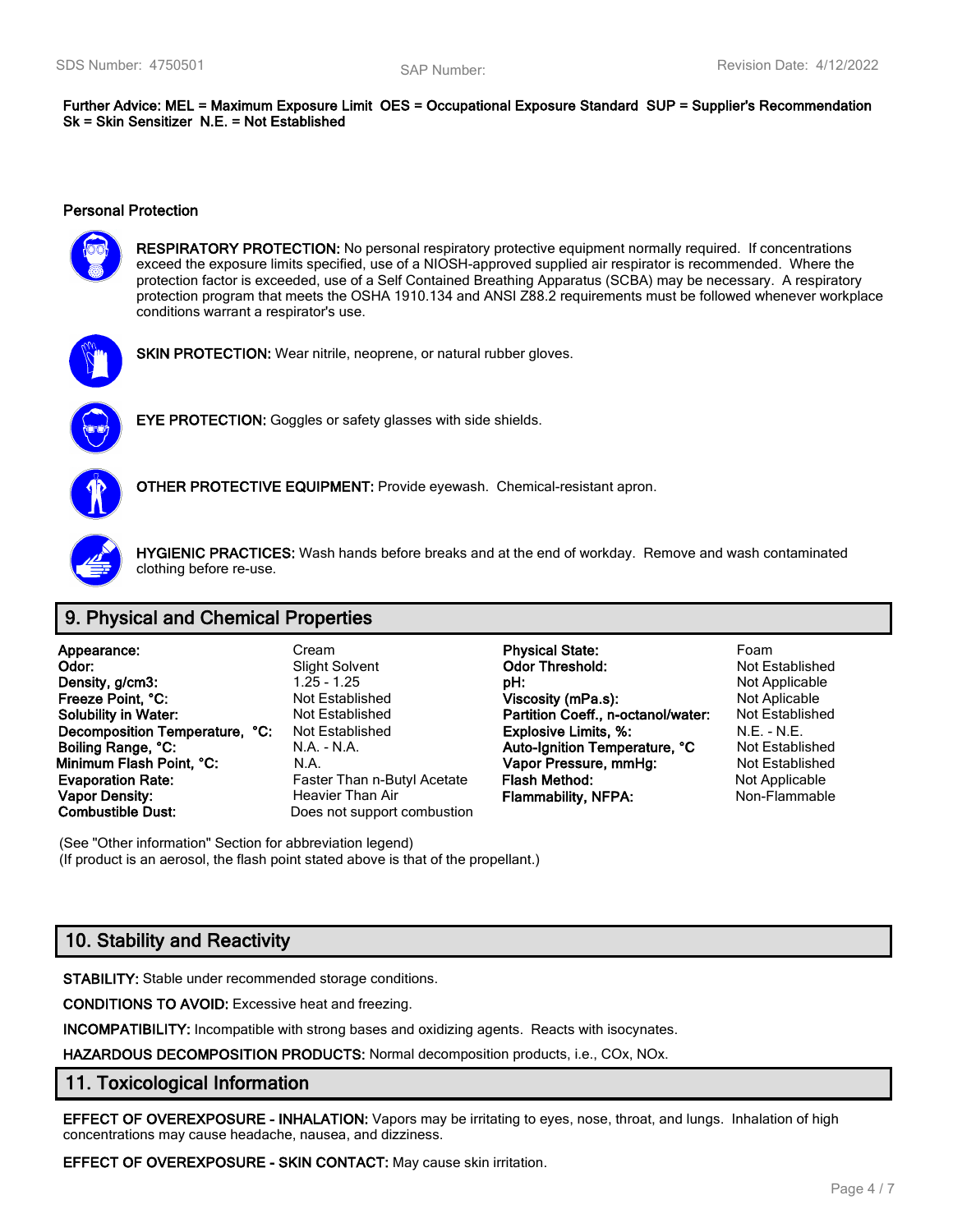**Further Advice: MEL = Maximum Exposure Limit OES = Occupational Exposure Standard SUP = Supplier's Recommendation Sk = Skin Sensitizer N.E. = Not Established**

### Personal Protection

**RESPIRATORY PROTECTION:** No personal respiratory protective equipment normally required. If concentrations exceed the exposure limits specified, use of a NIOSH-approved supplied air respirator is recommended. Where the protection factor is exceeded, use of a Self Contained Breathing Apparatus (SCBA) may be necessary. A respiratory protection program that meets the OSHA 1910.134 and ANSI Z88.2 requirements must be followed whenever workplace conditions warrant a respirator's use.

**SKIN PROTECTION:** Wear nitrile, neoprene, or natural rubber gloves.

**EYE PROTECTION:** Goggles or safety glasses with side shields.

**OTHER PROTECTIVE EQUIPMENT:** Provide eyewash. Chemical-resistant apron.

**HYGIENIC PRACTICES:** Wash hands before breaks and at the end of workday. Remove and wash contaminated clothing before re-use.

## 9. Physical and Chemical Properties

| | | | |
|---|---|---|---|
| **Appearance:** | Cream | **Physical State:** | Foam |
| **Odor:** | Slight Solvent | **Odor Threshold:** | Not Established |
| **Density, g/cm3:** | 1.25 - 1.25 | **pH:** | Not Applicable |
| **Freeze Point, °C:** | Not Established | **Viscosity (mPa.s):** | Not Aplicable |
| **Solubility in Water:** | Not Established | **Partition Coeff., n-octanol/water:** | Not Established |
| **Decomposition Temperature, °C:** | Not Established | **Explosive Limits, %:** | N.E. - N.E. |
| **Boiling Range, °C:** | N.A. - N.A. | **Auto-Ignition Temperature, °C** | Not Established |
| **Minimum Flash Point, °C:** | N.A. | **Vapor Pressure, mmHg:** | Not Established |
| **Evaporation Rate:** | Faster Than n-Butyl Acetate | **Flash Method:** | Not Applicable |
| **Vapor Density:** | Heavier Than Air | **Flammability, NFPA:** | Non-Flammable |
| **Combustible Dust:** | Does not support combustion | | |

(See "Other information" Section for abbreviation legend)
(If product is an aerosol, the flash point stated above is that of the propellant.)

## 10. Stability and Reactivity

**STABILITY:** Stable under recommended storage conditions.

**CONDITIONS TO AVOID:** Excessive heat and freezing.

**INCOMPATIBILITY:** Incompatible with strong bases and oxidizing agents. Reacts with isocyanates.

**HAZARDOUS DECOMPOSITION PRODUCTS:** Normal decomposition products, i.e., COx, NOx.

## 11. Toxicological Information

**EFFECT OF OVEREXPOSURE - INHALATION:** Vapors may be irritating to eyes, nose, throat, and lungs. Inhalation of high concentrations may cause headache, nausea, and dizziness.

**EFFECT OF OVEREXPOSURE - SKIN CONTACT:** May cause skin irritation.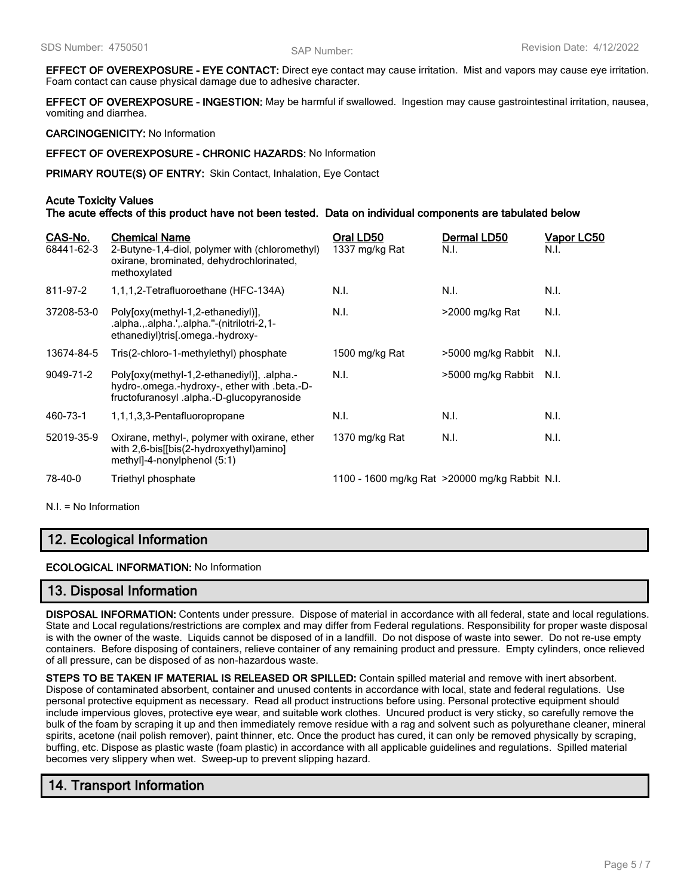**EFFECT OF OVEREXPOSURE - EYE CONTACT:** Direct eye contact may cause irritation. Mist and vapors may cause eye irritation. Foam contact can cause physical damage due to adhesive character.

**EFFECT OF OVEREXPOSURE - INGESTION:** May be harmful if swallowed. Ingestion may cause gastrointestinal irritation, nausea, vomiting and diarrhea.

**CARCINOGENICITY:** No Information

**EFFECT OF OVEREXPOSURE - CHRONIC HAZARDS:** No Information

**PRIMARY ROUTE(S) OF ENTRY:** Skin Contact, Inhalation, Eye Contact

**Acute Toxicity Values**
**The acute effects of this product have not been tested. Data on individual components are tabulated below**

| CAS-No. | Chemical Name | Oral LD50 | Dermal LD50 | Vapor LC50 |
|---|---|---|---|---|
| 68441-62-3 | 2-Butyne-1,4-diol, polymer with (chloromethyl) oxirane, brominated, dehydrochlorinated, methoxylated | 1337 mg/kg Rat | N.I. | N.I. |
| 811-97-2 | 1,1,1,2-Tetrafluoroethane (HFC-134A) | N.I. | N.I. | N.I. |
| 37208-53-0 | Poly[oxy(methyl-1,2-ethanediyl)], .alpha.,.alpha.',.alpha.''-(nitrilotri-2,1-ethanediyl)tris[.omega.-hydroxy- | N.I. | >2000 mg/kg Rat | N.I. |
| 13674-84-5 | Tris(2-chloro-1-methylethyl) phosphate | 1500 mg/kg Rat | >5000 mg/kg Rabbit | N.I. |
| 9049-71-2 | Poly[oxy(methyl-1,2-ethanediyl)], .alpha.-hydro-.omega.-hydroxy-, ether with .beta.-D-fructofuranosyl .alpha.-D-glucopyranoside | N.I. | >5000 mg/kg Rabbit | N.I. |
| 460-73-1 | 1,1,1,3,3-Pentafluoropropane | N.I. | N.I. | N.I. |
| 52019-35-9 | Oxirane, methyl-, polymer with oxirane, ether with 2,6-bis[[bis(2-hydroxyethyl)amino] methyl]-4-nonylphenol (5:1) | 1370 mg/kg Rat | N.I. | N.I. |
| 78-40-0 | Triethyl phosphate | 1100 - 1600 mg/kg Rat | >20000 mg/kg Rabbit | N.I. |

N.I. = No Information

## 12. Ecological Information

**ECOLOGICAL INFORMATION:** No Information

## 13. Disposal Information

**DISPOSAL INFORMATION:** Contents under pressure. Dispose of material in accordance with all federal, state and local regulations. State and Local regulations/restrictions are complex and may differ from Federal regulations. Responsibility for proper waste disposal is with the owner of the waste. Liquids cannot be disposed of in a landfill. Do not dispose of waste into sewer. Do not re-use empty containers. Before disposing of containers, relieve container of any remaining product and pressure. Empty cylinders, once relieved of all pressure, can be disposed of as non-hazardous waste.

**STEPS TO BE TAKEN IF MATERIAL IS RELEASED OR SPILLED:** Contain spilled material and remove with inert absorbent. Dispose of contaminated absorbent, container and unused contents in accordance with local, state and federal regulations. Use personal protective equipment as necessary. Read all product instructions before using. Personal protective equipment should include impervious gloves, protective eye wear, and suitable work clothes. Uncured product is very sticky, so carefully remove the bulk of the foam by scraping it up and then immediately remove residue with a rag and solvent such as polyurethane cleaner, mineral spirits, acetone (nail polish remover), paint thinner, etc. Once the product has cured, it can only be removed physically by scraping, buffing, etc. Dispose as plastic waste (foam plastic) in accordance with all applicable guidelines and regulations. Spilled material becomes very slippery when wet. Sweep-up to prevent slipping hazard.

## 14. Transport Information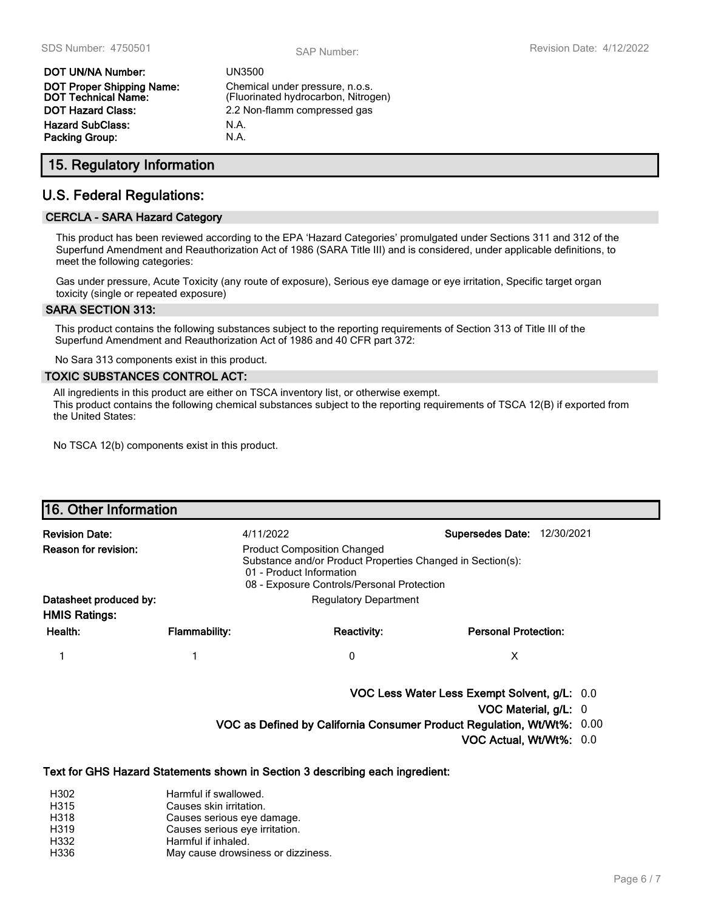| | |
|---|---|
| **DOT UN/NA Number:** | UN3500 |
| **DOT Proper Shipping Name:** | Chemical under pressure, n.o.s. |
| **DOT Technical Name:** | (Fluorinated hydrocarbon, Nitrogen) |
| **DOT Hazard Class:** | 2.2 Non-flamm compressed gas |
| **Hazard SubClass:** | N.A. |
| **Packing Group:** | N.A. |

## 15. Regulatory Information

## U.S. Federal Regulations:

### CERCLA - SARA Hazard Category

This product has been reviewed according to the EPA 'Hazard Categories' promulgated under Sections 311 and 312 of the Superfund Amendment and Reauthorization Act of 1986 (SARA Title III) and is considered, under applicable definitions, to meet the following categories:

Gas under pressure, Acute Toxicity (any route of exposure), Serious eye damage or eye irritation, Specific target organ toxicity (single or repeated exposure)

### SARA SECTION 313:

This product contains the following substances subject to the reporting requirements of Section 313 of Title III of the Superfund Amendment and Reauthorization Act of 1986 and 40 CFR part 372:

No Sara 313 components exist in this product.

### TOXIC SUBSTANCES CONTROL ACT:

All ingredients in this product are either on TSCA inventory list, or otherwise exempt.
This product contains the following chemical substances subject to the reporting requirements of TSCA 12(B) if exported from the United States:

No TSCA 12(b) components exist in this product.

## 16. Other Information

**Revision Date:** 4/11/2022 **Supersedes Date:** 12/30/2021

**Reason for revision:** Product Composition Changed
Substance and/or Product Properties Changed in Section(s):
01 - Product Information
08 - Exposure Controls/Personal Protection

**Datasheet produced by:** Regulatory Department

**HMIS Ratings:**

| Health: | Flammability: | Reactivity: | Personal Protection: |
|---|---|---|---|
| 1 | 1 | 0 | X |

**VOC Less Water Less Exempt Solvent, g/L:** 0.0

**VOC Material, g/L:** 0

**VOC as Defined by California Consumer Product Regulation, Wt/Wt%:** 0.00

**VOC Actual, Wt/Wt%:** 0.0

**Text for GHS Hazard Statements shown in Section 3 describing each ingredient:**

| | |
|---|---|
| H302 | Harmful if swallowed. |
| H315 | Causes skin irritation. |
| H318 | Causes serious eye damage. |
| H319 | Causes serious eye irritation. |
| H332 | Harmful if inhaled. |
| H336 | May cause drowsiness or dizziness. |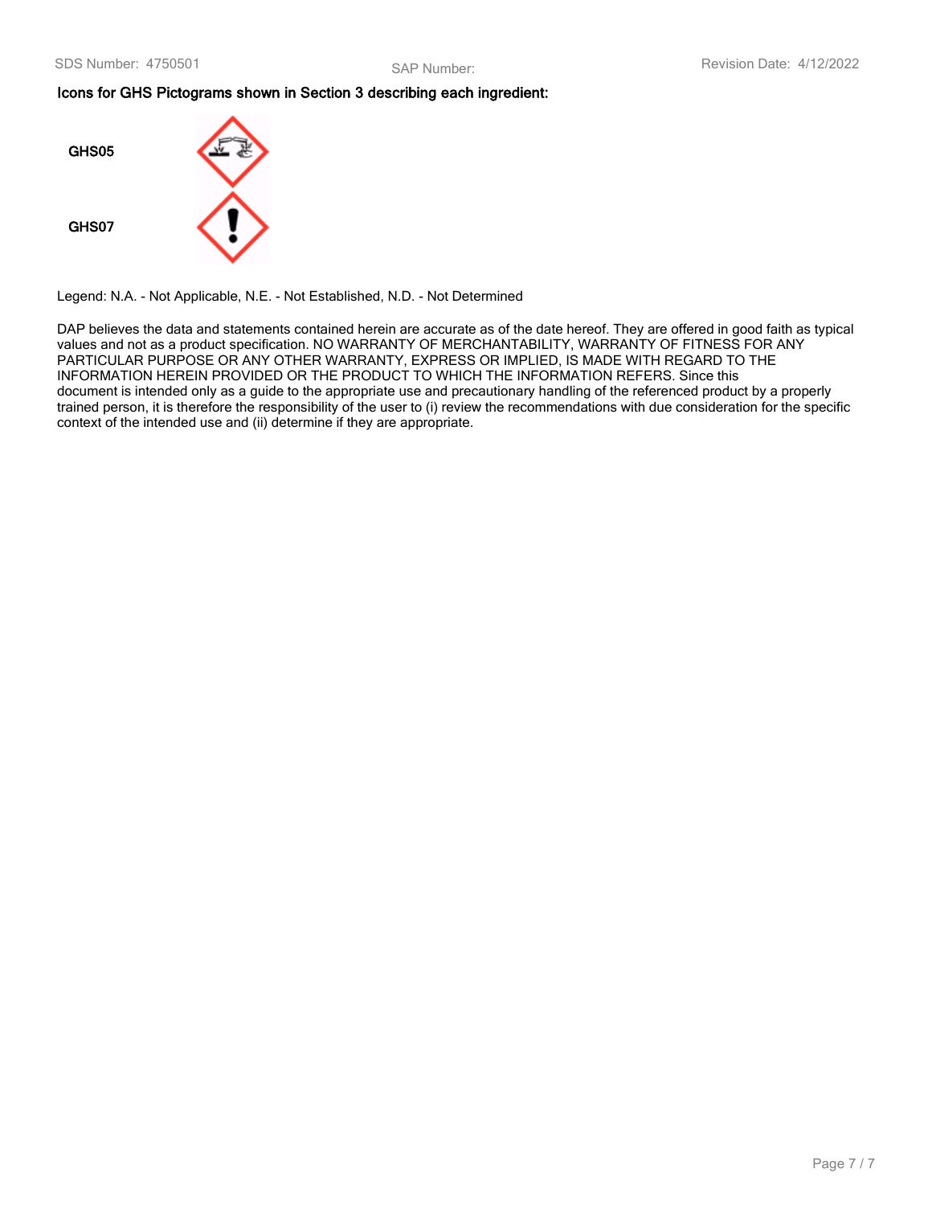**Icons for GHS Pictograms shown in Section 3 describing each ingredient:**

GHS05

GHS07

Legend: N.A. - Not Applicable, N.E. - Not Established, N.D. - Not Determined

DAP believes the data and statements contained herein are accurate as of the date hereof. They are offered in good faith as typical values and not as a product specification. NO WARRANTY OF MERCHANTABILITY, WARRANTY OF FITNESS FOR ANY PARTICULAR PURPOSE OR ANY OTHER WARRANTY, EXPRESS OR IMPLIED, IS MADE WITH REGARD TO THE INFORMATION HEREIN PROVIDED OR THE PRODUCT TO WHICH THE INFORMATION REFERS. Since this document is intended only as a guide to the appropriate use and precautionary handling of the referenced product by a properly trained person, it is therefore the responsibility of the user to (i) review the recommendations with due consideration for the specific context of the intended use and (ii) determine if they are appropriate.